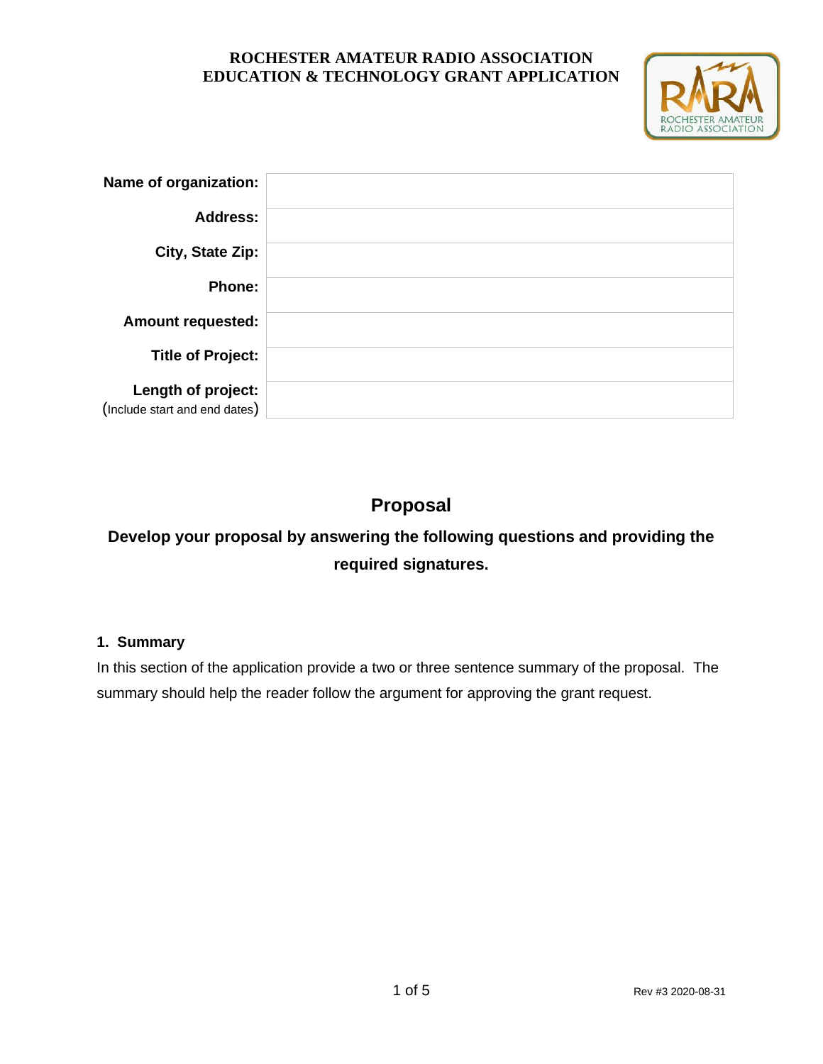# ROCHESTER AMATEUR RADIO ASSOCIATION
# EDUCATION & TECHNOLOGY GRANT APPLICATION

| | |
|---|---|
| **Name of organization:** | |
| **Address:** | |
| **City, State Zip:** | |
| **Phone:** | |
| **Amount requested:** | |
| **Title of Project:** | |
| **Length of project:** (Include start and end dates) | |

## Proposal

### Develop your proposal by answering the following questions and providing the required signatures.

#### 1. Summary

In this section of the application provide a two or three sentence summary of the proposal. The summary should help the reader follow the argument for approving the grant request.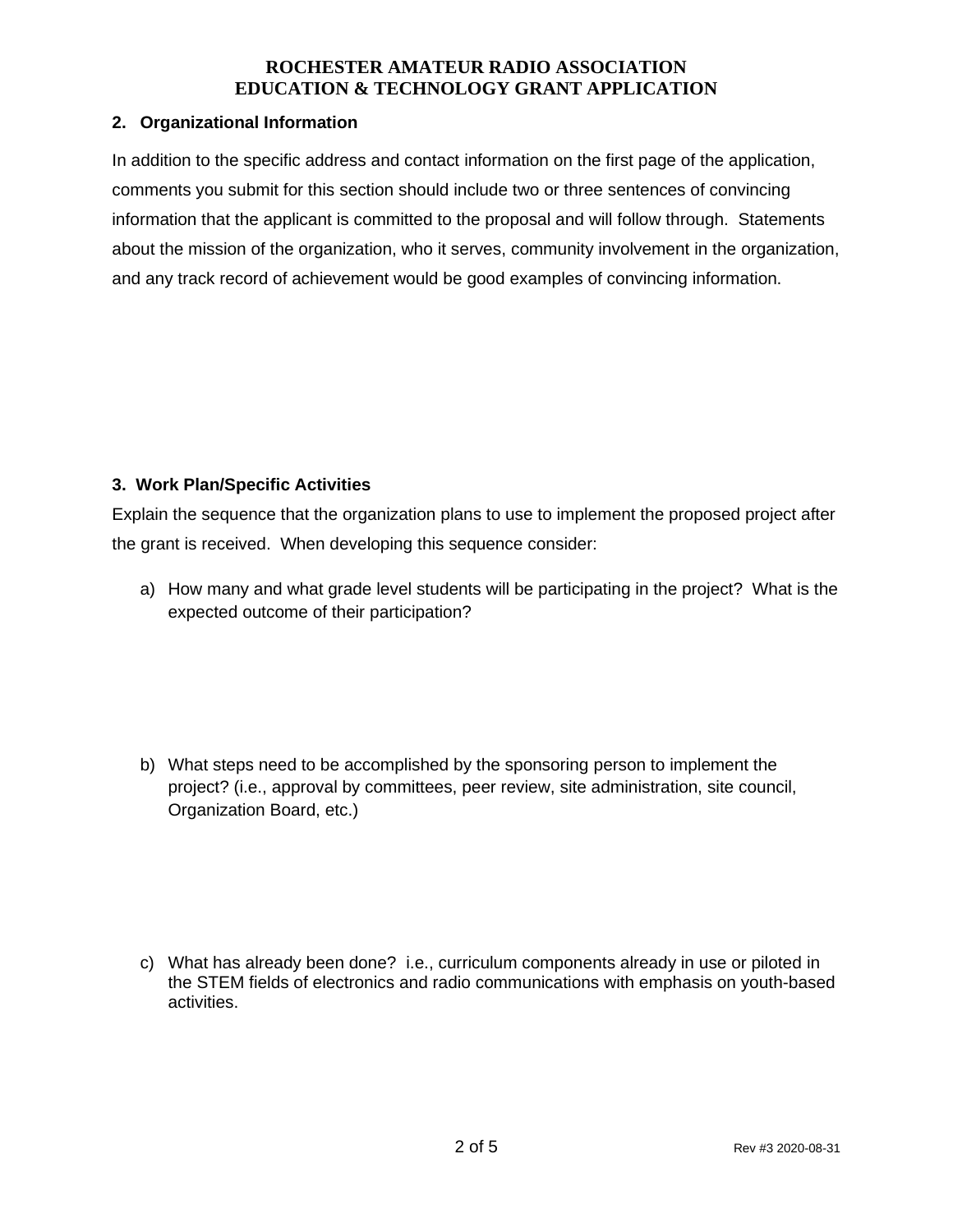**ROCHESTER AMATEUR RADIO ASSOCIATION**
**EDUCATION & TECHNOLOGY GRANT APPLICATION**

### 2. Organizational Information

In addition to the specific address and contact information on the first page of the application, comments you submit for this section should include two or three sentences of convincing information that the applicant is committed to the proposal and will follow through. Statements about the mission of the organization, who it serves, community involvement in the organization, and any track record of achievement would be good examples of convincing information.

### 3. Work Plan/Specific Activities

Explain the sequence that the organization plans to use to implement the proposed project after the grant is received. When developing this sequence consider:

a) How many and what grade level students will be participating in the project? What is the expected outcome of their participation?

b) What steps need to be accomplished by the sponsoring person to implement the project? (i.e., approval by committees, peer review, site administration, site council, Organization Board, etc.)

c) What has already been done? i.e., curriculum components already in use or piloted in the STEM fields of electronics and radio communications with emphasis on youth-based activities.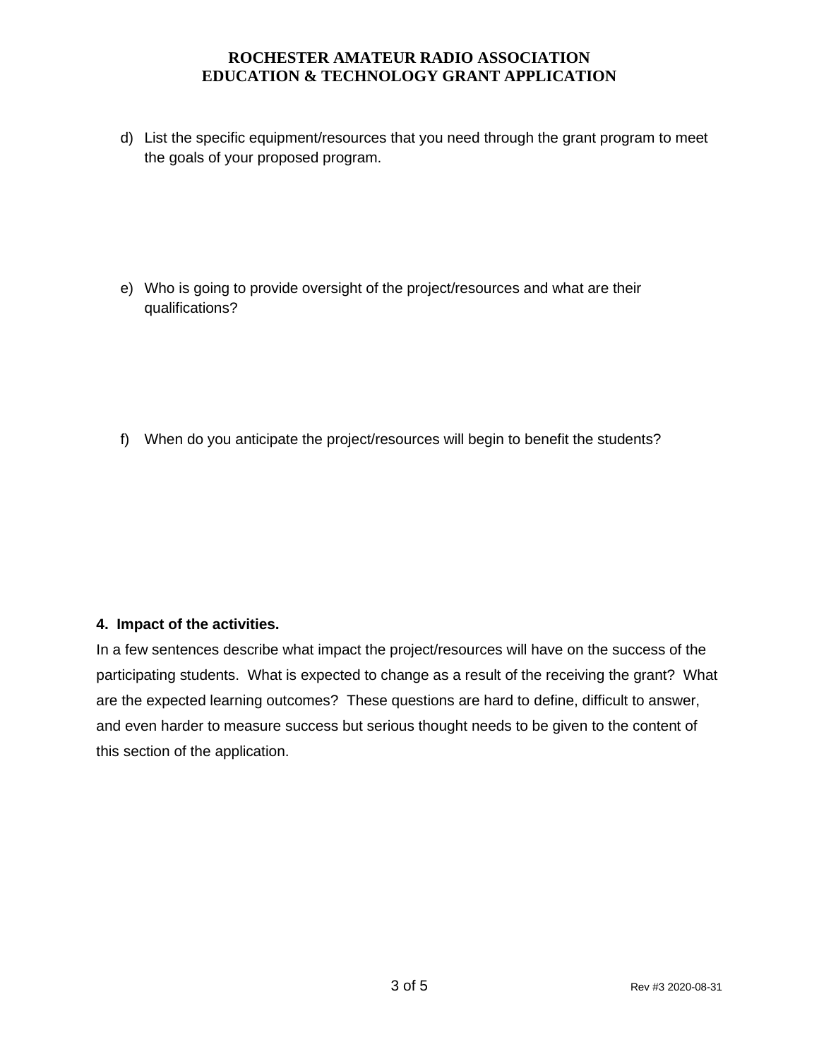d) List the specific equipment/resources that you need through the grant program to meet the goals of your proposed program.

e) Who is going to provide oversight of the project/resources and what are their qualifications?

f) When do you anticipate the project/resources will begin to benefit the students?

**4. Impact of the activities.**

In a few sentences describe what impact the project/resources will have on the success of the participating students. What is expected to change as a result of the receiving the grant? What are the expected learning outcomes? These questions are hard to define, difficult to answer, and even harder to measure success but serious thought needs to be given to the content of this section of the application.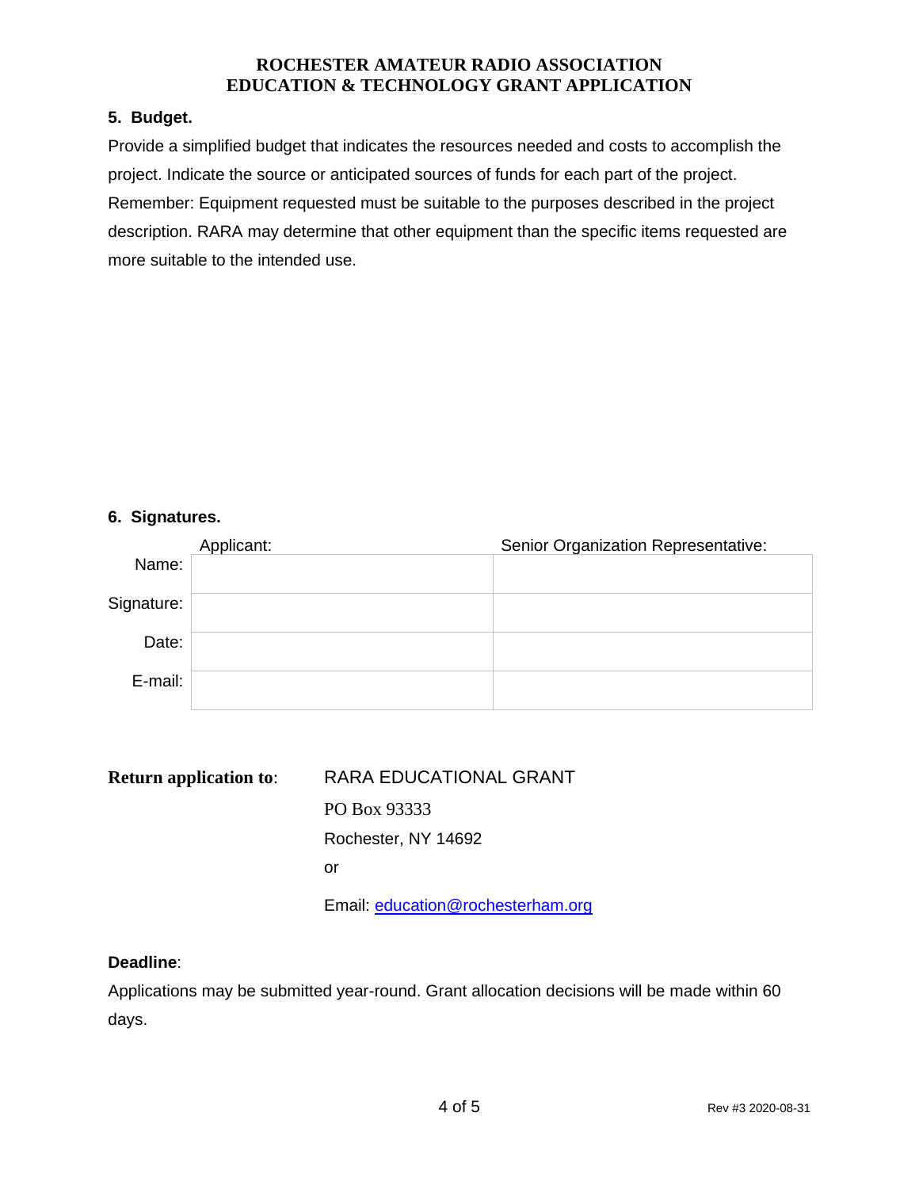# ROCHESTER AMATEUR RADIO ASSOCIATION
# EDUCATION & TECHNOLOGY GRANT APPLICATION

**5. Budget.**

Provide a simplified budget that indicates the resources needed and costs to accomplish the project. Indicate the source or anticipated sources of funds for each part of the project. Remember: Equipment requested must be suitable to the purposes described in the project description. RARA may determine that other equipment than the specific items requested are more suitable to the intended use.

**6. Signatures.**

| | Applicant: | Senior Organization Representative: |
|---|---|---|
| Name: | | |
| Signature: | | |
| Date: | | |
| E-mail: | | |

**Return application to**: RARA EDUCATIONAL GRANT
PO Box 93333
Rochester, NY 14692
or
Email: education@rochesterham.org

**Deadline**:

Applications may be submitted year-round. Grant allocation decisions will be made within 60 days.

Rev #3 2020-08-31